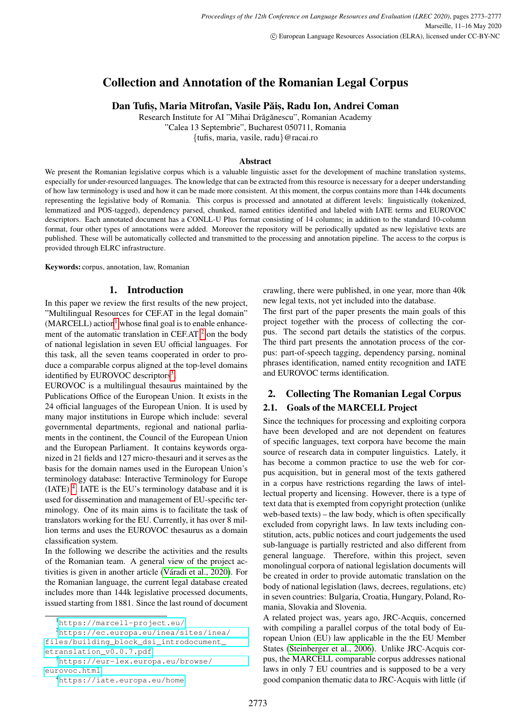# Collection and Annotation of the Romanian Legal Corpus

**Dan Tufiș, Maria Mitrofan, Vasile Păiș, Radu Ion, Andrei Coman**

Research Institute for AI "Mihai Drăgănescu", Romanian Academy
"Calea 13 Septembrie", Bucharest 050711, Romania
{tufis, maria, vasile, radu}@racai.ro

## Abstract

We present the Romanian legislative corpus which is a valuable linguistic asset for the development of machine translation systems, especially for under-resourced languages. The knowledge that can be extracted from this resource is necessary for a deeper understanding of how law terminology is used and how it can be made more consistent. At this moment, the corpus contains more than 144k documents representing the legislative body of Romania. This corpus is processed and annotated at different levels: linguistically (tokenized, lemmatized and POS-tagged), dependency parsed, chunked, named entities identified and labeled with IATE terms and EUROVOC descriptors. Each annotated document has a CONLL-U Plus format consisting of 14 columns; in addition to the standard 10-column format, four other types of annotations were added. Moreover the repository will be periodically updated as new legislative texts are published. These will be automatically collected and transmitted to the processing and annotation pipeline. The access to the corpus is provided through ELRC infrastructure.

**Keywords:** corpus, annotation, law, Romanian

## 1. Introduction

In this paper we review the first results of the new project, "Multilingual Resources for CEF.AT in the legal domain" (MARCELL) action[1] whose final goal is to enable enhancement of the automatic translation in CEF.AT [2] on the body of national legislation in seven EU official languages. For this task, all the seven teams cooperated in order to produce a comparable corpus aligned at the top-level domains identified by EUROVOC descriptors[3].

EUROVOC is a multilingual thesaurus maintained by the Publications Office of the European Union. It exists in the 24 official languages of the European Union. It is used by many major institutions in Europe which include: several governmental departments, regional and national parliaments in the continent, the Council of the European Union and the European Parliament. It contains keywords organized in 21 fields and 127 micro-thesauri and it serves as the basis for the domain names used in the European Union's terminology database: Interactive Terminology for Europe (IATE) [4]. IATE is the EU's terminology database and it is used for dissemination and management of EU-specific terminology. One of its main aims is to facilitate the task of translators working for the EU. Currently, it has over 8 million terms and uses the EUROVOC thesaurus as a domain classification system.

In the following we describe the activities and the results of the Romanian team. A general view of the project activities is given in another article (Váradi et al., 2020). For the Romanian language, the current legal database created includes more than 144k legislative processed documents, issued starting from 1881. Since the last round of document crawling, there were published, in one year, more than 40k new legal texts, not yet included into the database.

The first part of the paper presents the main goals of this project together with the process of collecting the corpus. The second part details the statistics of the corpus. The third part presents the annotation process of the corpus: part-of-speech tagging, dependency parsing, nominal phrases identification, named entity recognition and IATE and EUROVOC terms identification.

## 2. Collecting The Romanian Legal Corpus

### 2.1. Goals of the MARCELL Project

Since the techniques for processing and exploiting corpora have been developed and are not dependent on features of specific languages, text corpora have become the main source of research data in computer linguistics. Lately, it has become a common practice to use the web for corpus acquisition, but in general most of the texts gathered in a corpus have restrictions regarding the laws of intellectual property and licensing. However, there is a type of text data that is exempted from copyright protection (unlike web-based texts) – the law body, which is often specifically excluded from copyright laws. In law texts including constitution, acts, public notices and court judgements the used sub-language is partially restricted and also different from general language. Therefore, within this project, seven monolingual corpora of national legislation documents will be created in order to provide automatic translation on the body of national legislation (laws, decrees, regulations, etc) in seven countries: Bulgaria, Croatia, Hungary, Poland, Romania, Slovakia and Slovenia.

A related project was, years ago, JRC-Acquis, concerned with compiling a parallel corpus of the total body of European Union (EU) law applicable in the the EU Member States (Steinberger et al., 2006). Unlike JRC-Acquis corpus, the MARCELL comparable corpus addresses national laws in only 7 EU countries and is supposed to be a very good companion thematic data to JRC-Acquis with little (if

---

[1] https://marcell-project.eu/
[2] https://ec.europa.eu/inea/sites/inea/files/building_block_dsi_introdocument_etranslation_v0.0.7.pdf
[3] https://eur-lex.europa.eu/browse/eurovoc.html
[4] https://iate.europa.eu/home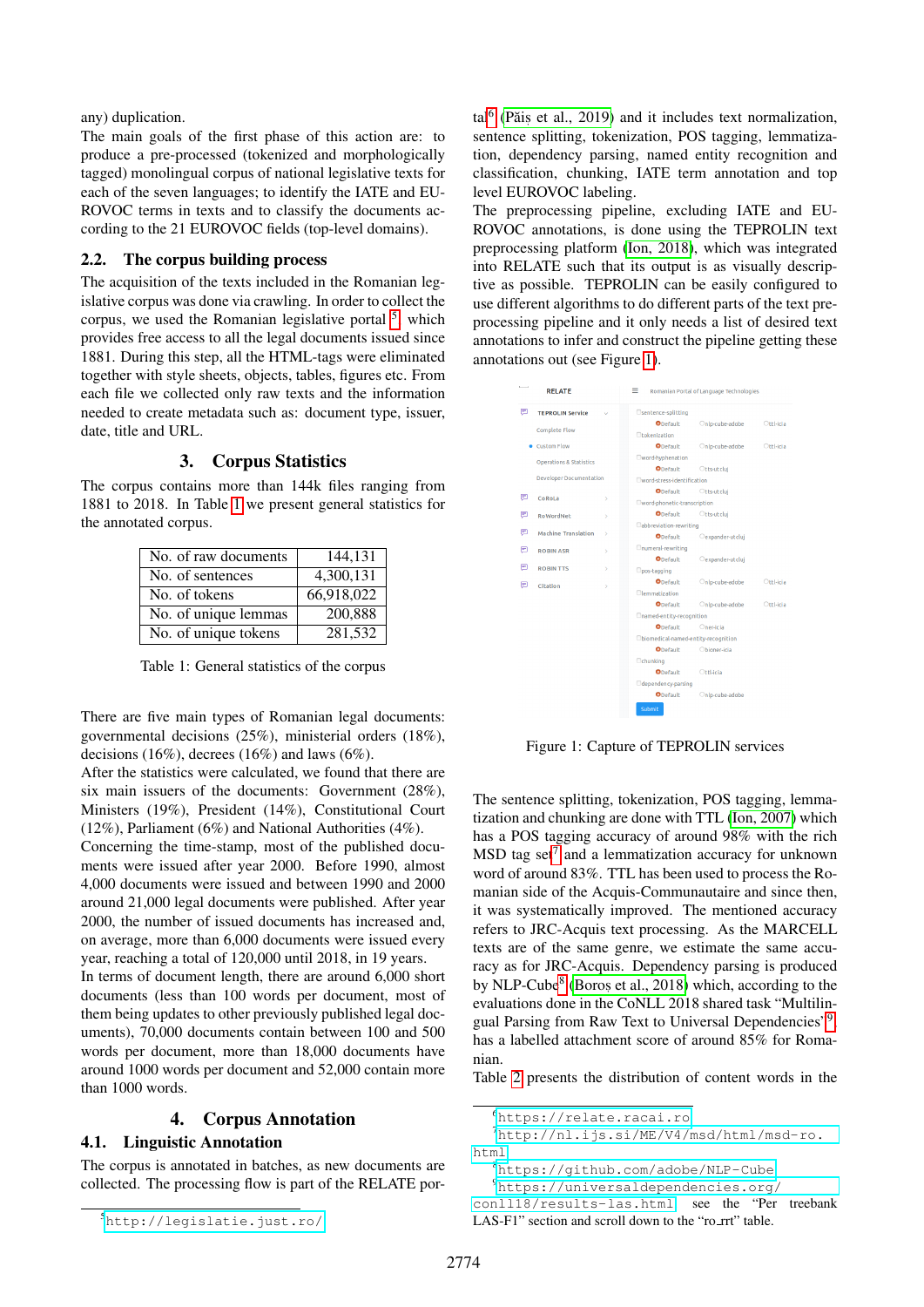any) duplication.

The main goals of the first phase of this action are: to produce a pre-processed (tokenized and morphologically tagged) monolingual corpus of national legislative texts for each of the seven languages; to identify the IATE and EUROVOC terms in texts and to classify the documents according to the 21 EUROVOC fields (top-level domains).

## 2.2. The corpus building process

The acquisition of the texts included in the Romanian legislative corpus was done via crawling. In order to collect the corpus, we used the Romanian legislative portal [5] which provides free access to all the legal documents issued since 1881. During this step, all the HTML-tags were eliminated together with style sheets, objects, tables, figures etc. From each file we collected only raw texts and the information needed to create metadata such as: document type, issuer, date, title and URL.

# 3. Corpus Statistics

The corpus contains more than 144k files ranging from 1881 to 2018. In Table 1 we present general statistics for the annotated corpus.

| | |
|---|---|
| No. of raw documents | 144,131 |
| No. of sentences | 4,300,131 |
| No. of tokens | 66,918,022 |
| No. of unique lemmas | 200,888 |
| No. of unique tokens | 281,532 |

Table 1: General statistics of the corpus

There are five main types of Romanian legal documents: governmental decisions (25%), ministerial orders (18%), decisions (16%), decrees (16%) and laws (6%).

After the statistics were calculated, we found that there are six main issuers of the documents: Government (28%), Ministers (19%), President (14%), Constitutional Court (12%), Parliament (6%) and National Authorities (4%).

Concerning the time-stamp, most of the published documents were issued after year 2000. Before 1990, almost 4,000 documents were issued and between 1990 and 2000 around 21,000 legal documents were published. After year 2000, the number of issued documents has increased and, on average, more than 6,000 documents were issued every year, reaching a total of 120,000 until 2018, in 19 years.

In terms of document length, there are around 6,000 short documents (less than 100 words per document, most of them being updates to other previously published legal documents), 70,000 documents contain between 100 and 500 words per document, more than 18,000 documents have around 1000 words per document and 52,000 contain more than 1000 words.

# 4. Corpus Annotation

## 4.1. Linguistic Annotation

The corpus is annotated in batches, as new documents are collected. The processing flow is part of the RELATE portal[6] (Păiș et al., 2019) and it includes text normalization, sentence splitting, tokenization, POS tagging, lemmatization, dependency parsing, named entity recognition and classification, chunking, IATE term annotation and top level EUROVOC labeling.

The preprocessing pipeline, excluding IATE and EUROVOC annotations, is done using the TEPROLIN text preprocessing platform (Ion, 2018), which was integrated into RELATE such that its output is as visually descriptive as possible. TEPROLIN can be easily configured to use different algorithms to do different parts of the text preprocessing pipeline and it only needs a list of desired text annotations to infer and construct the pipeline getting these annotations out (see Figure 1).

Figure 1: Capture of TEPROLIN services

The sentence splitting, tokenization, POS tagging, lemmatization and chunking are done with TTL (Ion, 2007) which has a POS tagging accuracy of around 98% with the rich MSD tag set[7] and a lemmatization accuracy for unknown word of around 83%. TTL has been used to process the Romanian side of the Acquis-Communautaire and since then, it was systematically improved. The mentioned accuracy refers to JRC-Acquis text processing. As the MARCELL texts are of the same genre, we estimate the same accuracy as for JRC-Acquis. Dependency parsing is produced by NLP-Cube[8] (Boroș et al., 2018) which, according to the evaluations done in the CoNLL 2018 shared task "Multilingual Parsing from Raw Text to Universal Dependencies"[9] has a labelled attachment score of around 85% for Romanian.

Table 2 presents the distribution of content words in the

---

[5] http://legislatie.just.ro/

[6] https://relate.racai.ro

[7] http://nl.ijs.si/ME/V4/msd/html/msd-ro.html

[8] https://github.com/adobe/NLP-Cube

[9] https://universaldependencies.org/conll18/results-las.html see the "Per treebank LAS-F1" section and scroll down to the "ro_rrt" table.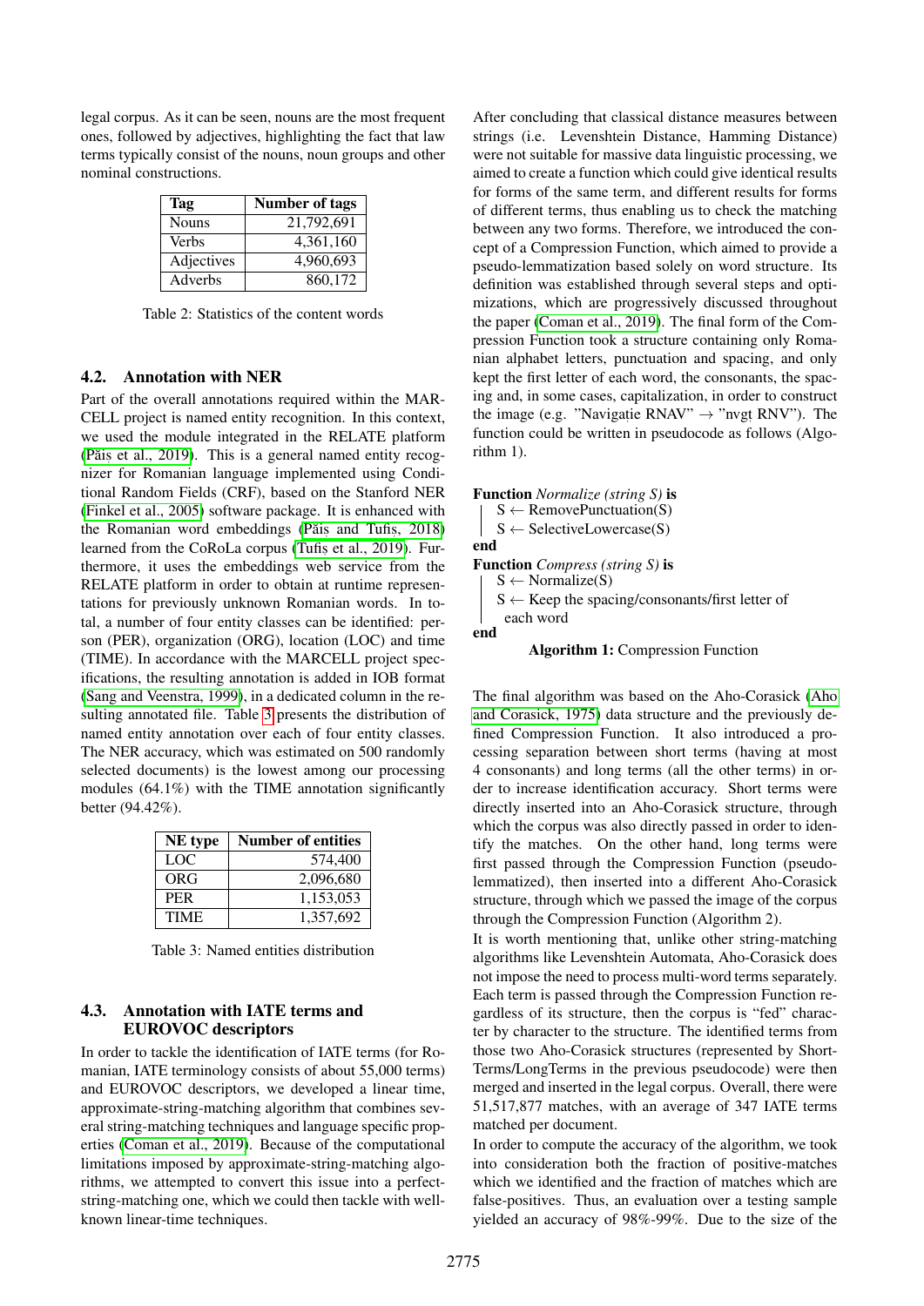legal corpus. As it can be seen, nouns are the most frequent ones, followed by adjectives, highlighting the fact that law terms typically consist of the nouns, noun groups and other nominal constructions.

| Tag | Number of tags |
|---|---|
| Nouns | 21,792,691 |
| Verbs | 4,361,160 |
| Adjectives | 4,960,693 |
| Adverbs | 860,172 |

Table 2: Statistics of the content words

### 4.2. Annotation with NER

Part of the overall annotations required within the MARCELL project is named entity recognition. In this context, we used the module integrated in the RELATE platform (Păiș et al., 2019). This is a general named entity recognizer for Romanian language implemented using Conditional Random Fields (CRF), based on the Stanford NER (Finkel et al., 2005) software package. It is enhanced with the Romanian word embeddings (Păiș and Tufiș, 2018) learned from the CoRoLa corpus (Tufiș et al., 2019). Furthermore, it uses the embeddings web service from the RELATE platform in order to obtain at runtime representations for previously unknown Romanian words. In total, a number of four entity classes can be identified: person (PER), organization (ORG), location (LOC) and time (TIME). In accordance with the MARCELL project specifications, the resulting annotation is added in IOB format (Sang and Veenstra, 1999), in a dedicated column in the resulting annotated file. Table 3 presents the distribution of named entity annotation over each of four entity classes. The NER accuracy, which was estimated on 500 randomly selected documents) is the lowest among our processing modules (64.1%) with the TIME annotation significantly better (94.42%).

| NE type | Number of entities |
|---|---|
| LOC | 574,400 |
| ORG | 2,096,680 |
| PER | 1,153,053 |
| TIME | 1,357,692 |

Table 3: Named entities distribution

### 4.3. Annotation with IATE terms and EUROVOC descriptors

In order to tackle the identification of IATE terms (for Romanian, IATE terminology consists of about 55,000 terms) and EUROVOC descriptors, we developed a linear time, approximate-string-matching algorithm that combines several string-matching techniques and language specific properties (Coman et al., 2019). Because of the computational limitations imposed by approximate-string-matching algorithms, we attempted to convert this issue into a perfect-string-matching one, which we could then tackle with well-known linear-time techniques.

After concluding that classical distance measures between strings (i.e. Levenshtein Distance, Hamming Distance) were not suitable for massive data linguistic processing, we aimed to create a function which could give identical results for forms of the same term, and different results for forms of different terms, thus enabling us to check the matching between any two forms. Therefore, we introduced the concept of a Compression Function, which aimed to provide a pseudo-lemmatization based solely on word structure. Its definition was established through several steps and optimizations, which are progressively discussed throughout the paper (Coman et al., 2019). The final form of the Compression Function took a structure containing only Romanian alphabet letters, punctuation and spacing, and only kept the first letter of each word, the consonants, the spacing and, in some cases, capitalization, in order to construct the image (e.g. "Navigație RNAV" → "nvgț RNV"). The function could be written in pseudocode as follows (Algorithm 1).

```
Function Normalize (string S) is
    S ← RemovePunctuation(S)
    S ← SelectiveLowercase(S)
end
Function Compress (string S) is
    S ← Normalize(S)
    S ← Keep the spacing/consonants/first letter of
      each word
end
```

**Algorithm 1:** Compression Function

The final algorithm was based on the Aho-Corasick (Aho and Corasick, 1975) data structure and the previously defined Compression Function. It also introduced a processing separation between short terms (having at most 4 consonants) and long terms (all the other terms) in order to increase identification accuracy. Short terms were directly inserted into an Aho-Corasick structure, through which the corpus was also directly passed in order to identify the matches. On the other hand, long terms were first passed through the Compression Function (pseudo-lemmatized), then inserted into a different Aho-Corasick structure, through which we passed the image of the corpus through the Compression Function (Algorithm 2).

It is worth mentioning that, unlike other string-matching algorithms like Levenshtein Automata, Aho-Corasick does not impose the need to process multi-word terms separately. Each term is passed through the Compression Function regardless of its structure, then the corpus is "fed" character by character to the structure. The identified terms from those two Aho-Corasick structures (represented by ShortTerms/LongTerms in the previous pseudocode) were then merged and inserted in the legal corpus. Overall, there were 51,517,877 matches, with an average of 347 IATE terms matched per document.

In order to compute the accuracy of the algorithm, we took into consideration both the fraction of positive-matches which we identified and the fraction of matches which are false-positives. Thus, an evaluation over a testing sample yielded an accuracy of 98%-99%. Due to the size of the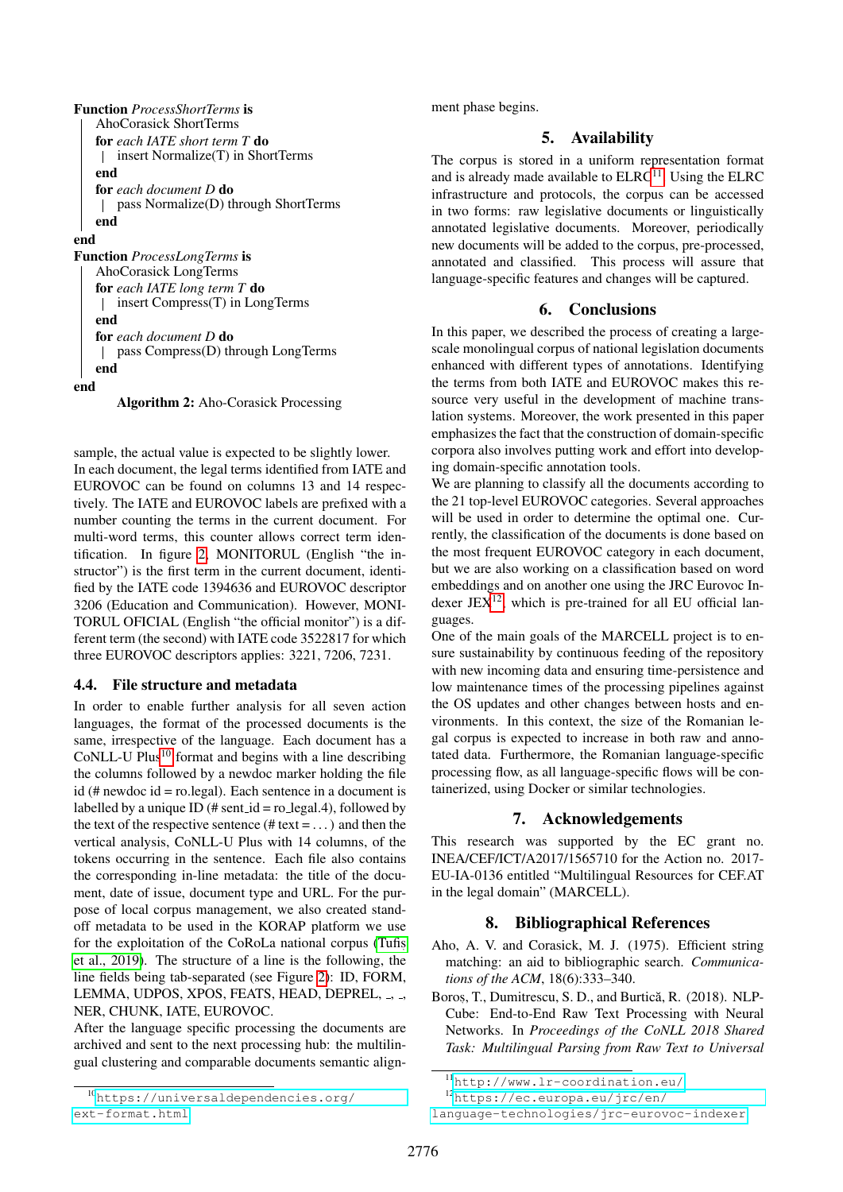**Function** *ProcessShortTerms* **is**

AhoCorasick ShortTerms

**for** *each IATE short term T* **do**

insert Normalize(T) in ShortTerms

**end**

**for** *each document D* **do**

pass Normalize(D) through ShortTerms

**end**

**end**

**Function** *ProcessLongTerms* **is**

AhoCorasick LongTerms

**for** *each IATE long term T* **do**

insert Compress(T) in LongTerms

**end**

**for** *each document D* **do**

pass Compress(D) through LongTerms

**end**

**end**

**Algorithm 2:** Aho-Corasick Processing

sample, the actual value is expected to be slightly lower. In each document, the legal terms identified from IATE and EUROVOC can be found on columns 13 and 14 respectively. The IATE and EUROVOC labels are prefixed with a number counting the terms in the current document. For multi-word terms, this counter allows correct term identification. In figure 2, MONITORUL (English "the instructor") is the first term in the current document, identified by the IATE code 1394636 and EUROVOC descriptor 3206 (Education and Communication). However, MONITORUL OFICIAL (English "the official monitor") is a different term (the second) with IATE code 3522817 for which three EUROVOC descriptors applies: 3221, 7206, 7231.

### 4.4. File structure and metadata

In order to enable further analysis for all seven action languages, the format of the processed documents is the same, irrespective of the language. Each document has a CoNLL-U Plus[10] format and begins with a line describing the columns followed by a newdoc marker holding the file id (# newdoc id = ro.legal). Each sentence in a document is labelled by a unique ID (# sent_id = ro_legal.4), followed by the text of the respective sentence (# text = . . . ) and then the vertical analysis, CoNLL-U Plus with 14 columns, of the tokens occurring in the sentence. Each file also contains the corresponding in-line metadata: the title of the document, date of issue, document type and URL. For the purpose of local corpus management, we also created stand-off metadata to be used in the KORAP platform we use for the exploitation of the CoRoLa national corpus (Tufiş et al., 2019). The structure of a line is the following, the line fields being tab-separated (see Figure 2): ID, FORM, LEMMA, UDPOS, XPOS, FEATS, HEAD, DEPREL, _, _, NER, CHUNK, IATE, EUROVOC.

After the language specific processing the documents are archived and sent to the next processing hub: the multilingual clustering and comparable documents semantic alignment phase begins.

[10] https://universaldependencies.org/ext-format.html

## 5. Availability

The corpus is stored in a uniform representation format and is already made available to ELRC[11]. Using the ELRC infrastructure and protocols, the corpus can be accessed in two forms: raw legislative documents or linguistically annotated legislative documents. Moreover, periodically new documents will be added to the corpus, pre-processed, annotated and classified. This process will assure that language-specific features and changes will be captured.

## 6. Conclusions

In this paper, we described the process of creating a large-scale monolingual corpus of national legislation documents enhanced with different types of annotations. Identifying the terms from both IATE and EUROVOC makes this resource very useful in the development of machine translation systems. Moreover, the work presented in this paper emphasizes the fact that the construction of domain-specific corpora also involves putting work and effort into developing domain-specific annotation tools.

We are planning to classify all the documents according to the 21 top-level EUROVOC categories. Several approaches will be used in order to determine the optimal one. Currently, the classification of the documents is done based on the most frequent EUROVOC category in each document, but we are also working on a classification based on word embeddings and on another one using the JRC Eurovoc Indexer JEX[12], which is pre-trained for all EU official languages.

One of the main goals of the MARCELL project is to ensure sustainability by continuous feeding of the repository with new incoming data and ensuring time-persistence and low maintenance times of the processing pipelines against the OS updates and other changes between hosts and environments. In this context, the size of the Romanian legal corpus is expected to increase in both raw and annotated data. Furthermore, the Romanian language-specific processing flow, as all language-specific flows will be containerized, using Docker or similar technologies.

## 7. Acknowledgements

This research was supported by the EC grant no. INEA/CEF/ICT/A2017/1565710 for the Action no. 2017-EU-IA-0136 entitled "Multilingual Resources for CEF.AT in the legal domain" (MARCELL).

## 8. Bibliographical References

Aho, A. V. and Corasick, M. J. (1975). Efficient string matching: an aid to bibliographic search. *Communications of the ACM*, 18(6):333–340.

Boroş, T., Dumitrescu, S. D., and Burtică, R. (2018). NLP-Cube: End-to-End Raw Text Processing with Neural Networks. In *Proceedings of the CoNLL 2018 Shared Task: Multilingual Parsing from Raw Text to Universal*

[11] http://www.lr-coordination.eu/

[12] https://ec.europa.eu/jrc/en/language-technologies/jrc-eurovoc-indexer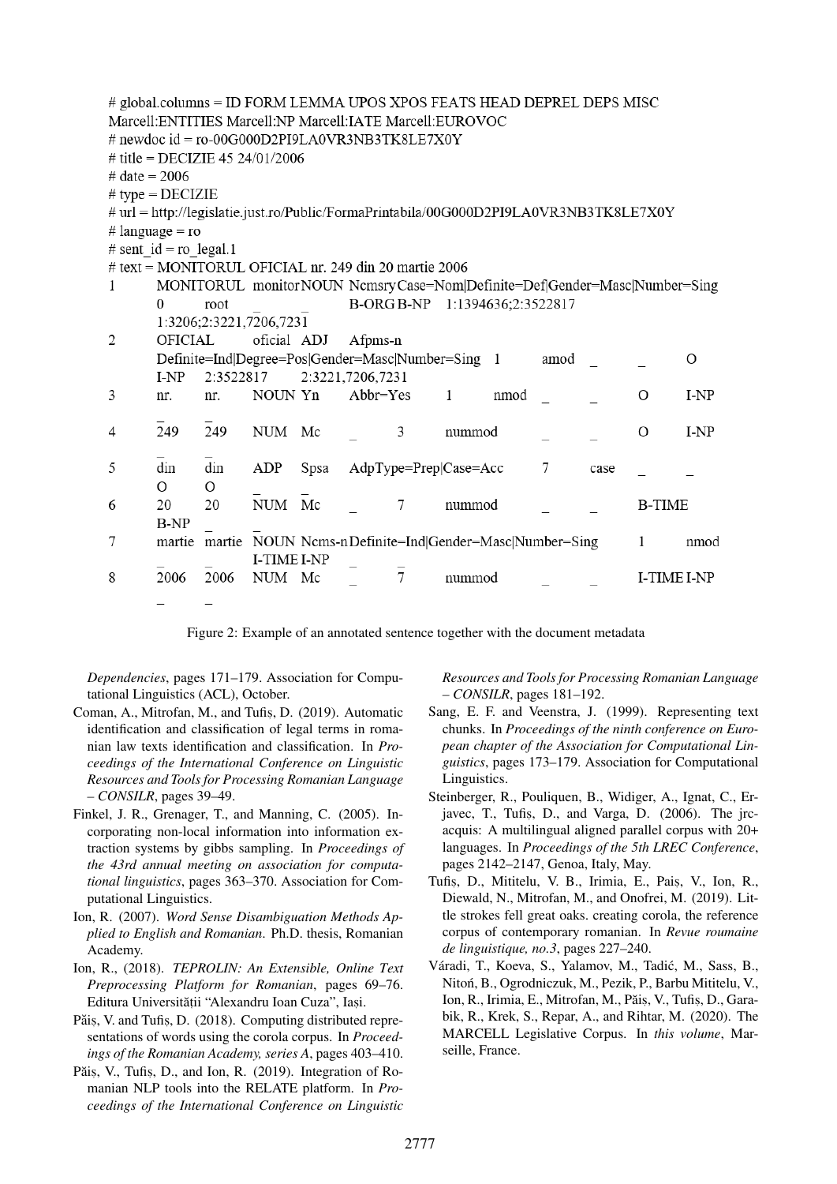```
# global.columns = ID FORM LEMMA UPOS XPOS FEATS HEAD DEPREL DEPS MISC
Marcell:ENTITIES Marcell:NP Marcell:IATE Marcell:EUROVOC
# newdoc id = ro-00G000D2PI9LA0VR3NB3TK8LE7X0Y
# title = DECIZIE 45 24/01/2006
# date = 2006
# type = DECIZIE
# url = http://legislatie.just.ro/Public/FormaPrintabila/00G000D2PI9LA0VR3NB3TK8LE7X0Y
# language = ro
# sent_id = ro_legal.1
# text = MONITORUL OFICIAL nr. 249 din 20 martie 2006
1   MONITORUL   monitor NOUN    Ncmsry  Case=Nom|Definite=Def|Gender=Masc|Number=Sing
    0   root    _   _   B-ORG   B-NP    1:1394636;2:3522817
    1:3206;2:3221,7206,7231
2   OFICIAL oficial ADJ Afpms-n
    Definite=Ind|Degree=Pos|Gender=Masc|Number=Sing 1   amod    _   _   O
    I-NP    2:3522817   2:3221,7206,7231
3   nr. nr. NOUN    Yn  Abbr=Yes    1   nmod    _   _   O   I-NP
    _   _
4   249 249 NUM Mc  _   3   nummod  _   _   O   I-NP
    _   _
5   din din ADP Spsa    AdpType=Prep|Case=Acc   7   case    _   _
    O   O   _
6   20  20  NUM Mc  _   7   nummod  _   _   B-TIME
    B-NP    _   _
7   martie  martie  NOUN    Ncms-n  Definite=Ind|Gender=Masc|Number=Sing    1   nmod
    _   _   I-TIME  I-NP    _   _
8   2006    2006    NUM Mc  _   7   nummod  _   _   I-TIME  I-NP
    _   _
```

Figure 2: Example of an annotated sentence together with the document metadata

*Dependencies*, pages 171–179. Association for Computational Linguistics (ACL), October.

Coman, A., Mitrofan, M., and Tufiș, D. (2019). Automatic identification and classification of legal terms in romanian law texts identification and classification. In *Proceedings of the International Conference on Linguistic Resources and Tools for Processing Romanian Language – CONSILR*, pages 39–49.

Finkel, J. R., Grenager, T., and Manning, C. (2005). Incorporating non-local information into information extraction systems by gibbs sampling. In *Proceedings of the 43rd annual meeting on association for computational linguistics*, pages 363–370. Association for Computational Linguistics.

Ion, R. (2007). *Word Sense Disambiguation Methods Applied to English and Romanian*. Ph.D. thesis, Romanian Academy.

Ion, R., (2018). *TEPROLIN: An Extensible, Online Text Preprocessing Platform for Romanian*, pages 69–76. Editura Universității "Alexandru Ioan Cuza", Iași.

Păiș, V. and Tufiș, D. (2018). Computing distributed representations of words using the corola corpus. In *Proceedings of the Romanian Academy, series A*, pages 403–410.

Păiș, V., Tufiș, D., and Ion, R. (2019). Integration of Romanian NLP tools into the RELATE platform. In *Proceedings of the International Conference on Linguistic Resources and Tools for Processing Romanian Language – CONSILR*, pages 181–192.

Sang, E. F. and Veenstra, J. (1999). Representing text chunks. In *Proceedings of the ninth conference on European chapter of the Association for Computational Linguistics*, pages 173–179. Association for Computational Linguistics.

Steinberger, R., Pouliquen, B., Widiger, A., Ignat, C., Erjavec, T., Tufiș, D., and Varga, D. (2006). The jrc-acquis: A multilingual aligned parallel corpus with 20+ languages. In *Proceedings of the 5th LREC Conference*, pages 2142–2147, Genoa, Italy, May.

Tufiș, D., Mititelu, V. B., Irimia, E., Pais, V., Ion, R., Diewald, N., Mitrofan, M., and Onofrei, M. (2019). Little strokes fell great oaks. creating corola, the reference corpus of contemporary romanian. In *Revue roumaine de linguistique, no.3*, pages 227–240.

Váradi, T., Koeva, S., Yalamov, M., Tadić, M., Sass, B., Nitoń, B., Ogrodniczuk, M., Pezik, P., Barbu Mititelu, V., Ion, R., Irimia, E., Mitrofan, M., Păiș, V., Tufiș, D., Garabík, R., Krek, S., Repar, A., and Rihtar, M. (2020). The MARCELL Legislative Corpus. In *this volume*, Marseille, France.